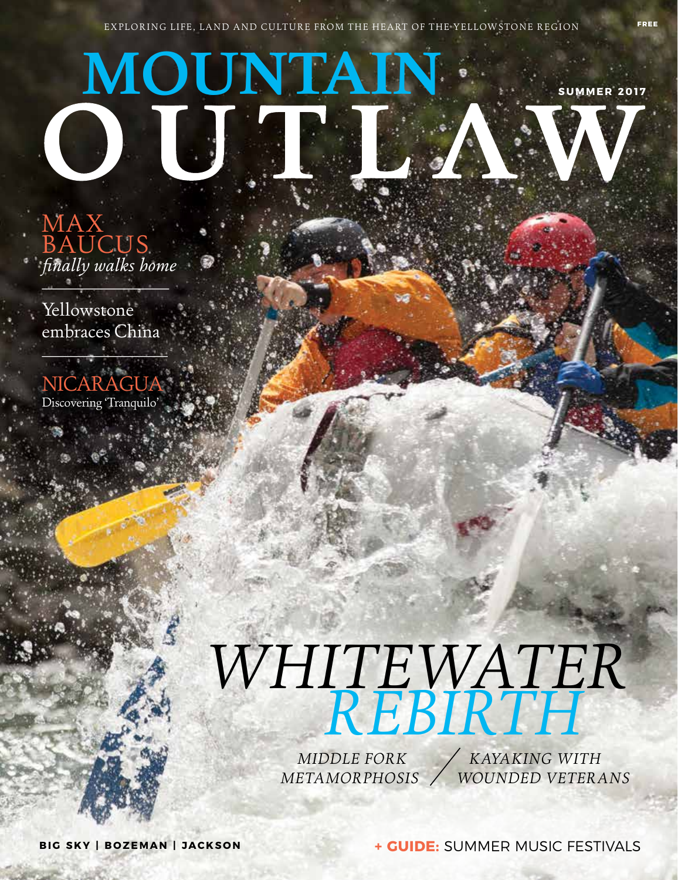EXPLORING LIFE, LAND AND CULTURE FROM THE HEART OF THE YELLOWSTONE REGION

FREE

# MOUNTAIN OUTLAW

**SUMMER 2017**

MAX BAUCUS
*finally walks home*

Yellowstone embraces China

NICARAGUA
Discovering 'Tranquilo'

## *WHITEWATER REBIRTH*

*MIDDLE FORK METAMORPHOSIS* / *KAYAKING WITH WOUNDED VETERANS*

**BIG SKY | BOZEMAN | JACKSON**

**+ GUIDE:** SUMMER MUSIC FESTIVALS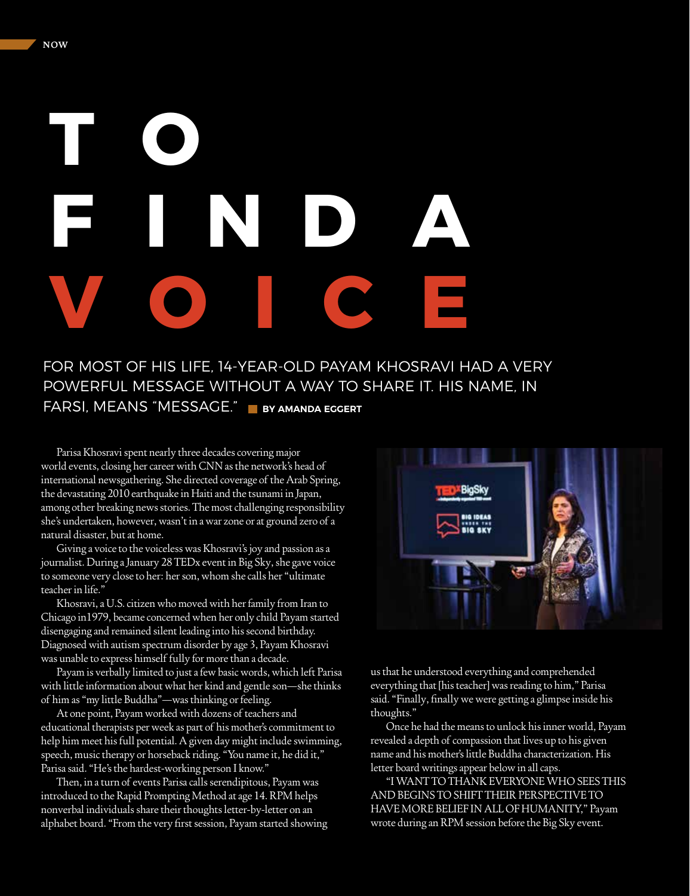# TO FIND A VOICE

FOR MOST OF HIS LIFE, 14-YEAR-OLD PAYAM KHOSRAVI HAD A VERY POWERFUL MESSAGE WITHOUT A WAY TO SHARE IT. HIS NAME, IN FARSI, MEANS "MESSAGE." **BY AMANDA EGGERT**

Parisa Khosravi spent nearly three decades covering major world events, closing her career with CNN as the network's head of international newsgathering. She directed coverage of the Arab Spring, the devastating 2010 earthquake in Haiti and the tsunami in Japan, among other breaking news stories. The most challenging responsibility she's undertaken, however, wasn't in a war zone or at ground zero of a natural disaster, but at home.

Giving a voice to the voiceless was Khosravi's joy and passion as a journalist. During a January 28 TEDx event in Big Sky, she gave voice to someone very close to her: her son, whom she calls her "ultimate teacher in life."

Khosravi, a U.S. citizen who moved with her family from Iran to Chicago in1979, became concerned when her only child Payam started disengaging and remained silent leading into his second birthday. Diagnosed with autism spectrum disorder by age 3, Payam Khosravi was unable to express himself fully for more than a decade.

Payam is verbally limited to just a few basic words, which left Parisa with little information about what her kind and gentle son—she thinks of him as "my little Buddha"—was thinking or feeling.

At one point, Payam worked with dozens of teachers and educational therapists per week as part of his mother's commitment to help him meet his full potential. A given day might include swimming, speech, music therapy or horseback riding. "You name it, he did it," Parisa said. "He's the hardest-working person I know."

Then, in a turn of events Parisa calls serendipitous, Payam was introduced to the Rapid Prompting Method at age 14. RPM helps nonverbal individuals share their thoughts letter-by-letter on an alphabet board. "From the very first session, Payam started showing us that he understood everything and comprehended everything that [his teacher] was reading to him," Parisa said. "Finally, finally we were getting a glimpse inside his thoughts."

Once he had the means to unlock his inner world, Payam revealed a depth of compassion that lives up to his given name and his mother's little Buddha characterization. His letter board writings appear below in all caps.

"I WANT TO THANK EVERYONE WHO SEES THIS AND BEGINS TO SHIFT THEIR PERSPECTIVE TO HAVE MORE BELIEF IN ALL OF HUMANITY," Payam wrote during an RPM session before the Big Sky event.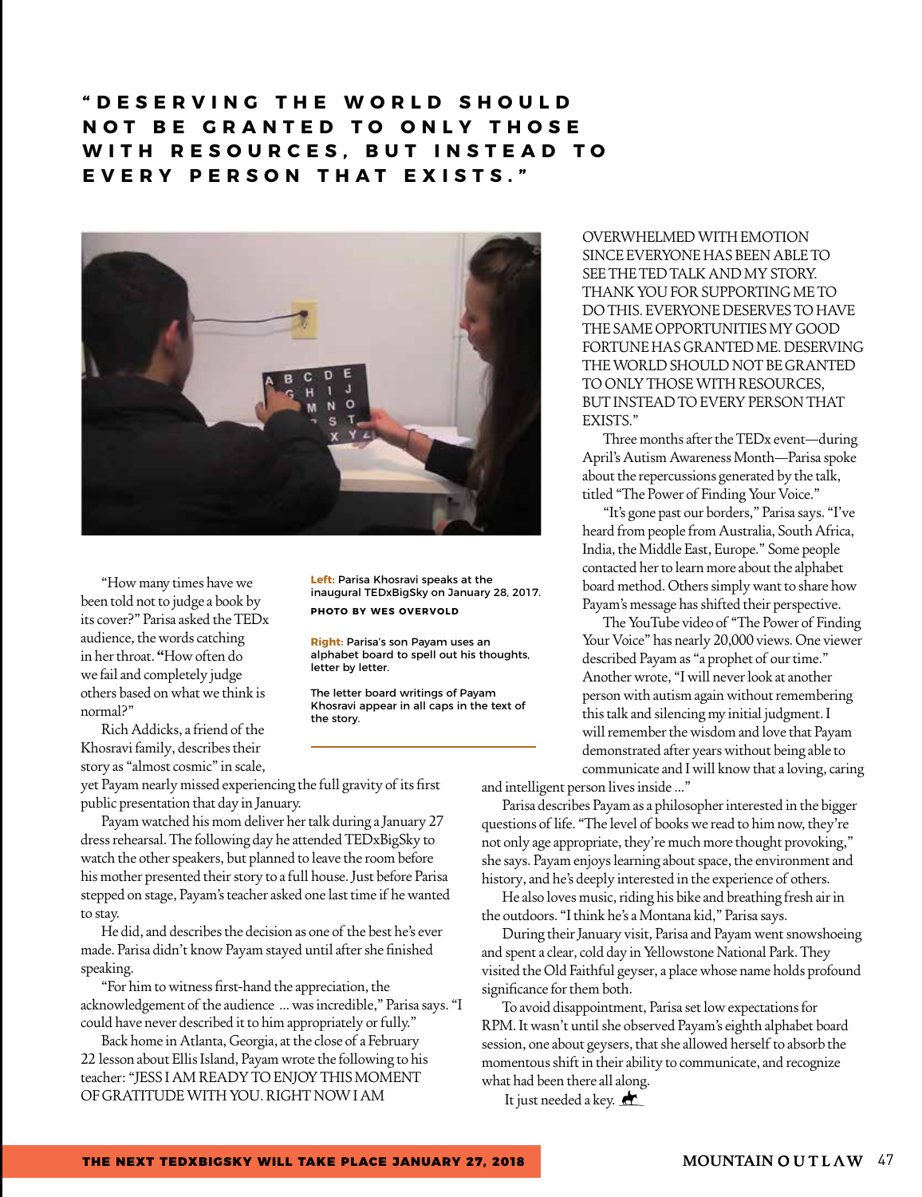**"DESERVING THE WORLD SHOULD NOT BE GRANTED TO ONLY THOSE WITH RESOURCES, BUT INSTEAD TO EVERY PERSON THAT EXISTS."**

**Left:** Parisa Khosravi speaks at the inaugural TEDxBigSky on January 28, 2017.
**PHOTO BY WES OVERVOLD**

**Right:** Parisa's son Payam uses an alphabet board to spell out his thoughts, letter by letter.

The letter board writings of Payam Khosravi appear in all caps in the text of the story.

"How many times have we been told not to judge a book by its cover?" Parisa asked the TEDx audience, the words catching in her throat. **"**How often do we fail and completely judge others based on what we think is normal?"

Rich Addicks, a friend of the Khosravi family, describes their story as "almost cosmic" in scale, yet Payam nearly missed experiencing the full gravity of its first public presentation that day in January.

Payam watched his mom deliver her talk during a January 27 dress rehearsal. The following day he attended TEDxBigSky to watch the other speakers, but planned to leave the room before his mother presented their story to a full house. Just before Parisa stepped on stage, Payam's teacher asked one last time if he wanted to stay.

He did, and describes the decision as one of the best he's ever made. Parisa didn't know Payam stayed until after she finished speaking.

"For him to witness first-hand the appreciation, the acknowledgement of the audience ... was incredible," Parisa says. "I could have never described it to him appropriately or fully."

Back home in Atlanta, Georgia, at the close of a February 22 lesson about Ellis Island, Payam wrote the following to his teacher: "JESS I AM READY TO ENJOY THIS MOMENT OF GRATITUDE WITH YOU. RIGHT NOW I AM OVERWHELMED WITH EMOTION SINCE EVERYONE HAS BEEN ABLE TO SEE THE TED TALK AND MY STORY. THANK YOU FOR SUPPORTING ME TO DO THIS. EVERYONE DESERVES TO HAVE THE SAME OPPORTUNITIES MY GOOD FORTUNE HAS GRANTED ME. DESERVING THE WORLD SHOULD NOT BE GRANTED TO ONLY THOSE WITH RESOURCES, BUT INSTEAD TO EVERY PERSON THAT EXISTS."

Three months after the TEDx event—during April's Autism Awareness Month—Parisa spoke about the repercussions generated by the talk, titled "The Power of Finding Your Voice."

"It's gone past our borders," Parisa says. "I've heard from people from Australia, South Africa, India, the Middle East, Europe." Some people contacted her to learn more about the alphabet board method. Others simply want to share how Payam's message has shifted their perspective.

The YouTube video of "The Power of Finding Your Voice" has nearly 20,000 views. One viewer described Payam as "a prophet of our time." Another wrote, "I will never look at another person with autism again without remembering this talk and silencing my initial judgment. I will remember the wisdom and love that Payam demonstrated after years without being able to communicate and I will know that a loving, caring and intelligent person lives inside ..."

Parisa describes Payam as a philosopher interested in the bigger questions of life. "The level of books we read to him now, they're not only age appropriate, they're much more thought provoking," she says. Payam enjoys learning about space, the environment and history, and he's deeply interested in the experience of others.

He also loves music, riding his bike and breathing fresh air in the outdoors. "I think he's a Montana kid," Parisa says.

During their January visit, Parisa and Payam went snowshoeing and spent a clear, cold day in Yellowstone National Park. They visited the Old Faithful geyser, a place whose name holds profound significance for them both.

To avoid disappointment, Parisa set low expectations for RPM. It wasn't until she observed Payam's eighth alphabet board session, one about geysers, that she allowed herself to absorb the momentous shift in their ability to communicate, and recognize what had been there all along.

It just needed a key.

**THE NEXT TEDXBIGSKY WILL TAKE PLACE JANUARY 27, 2018**